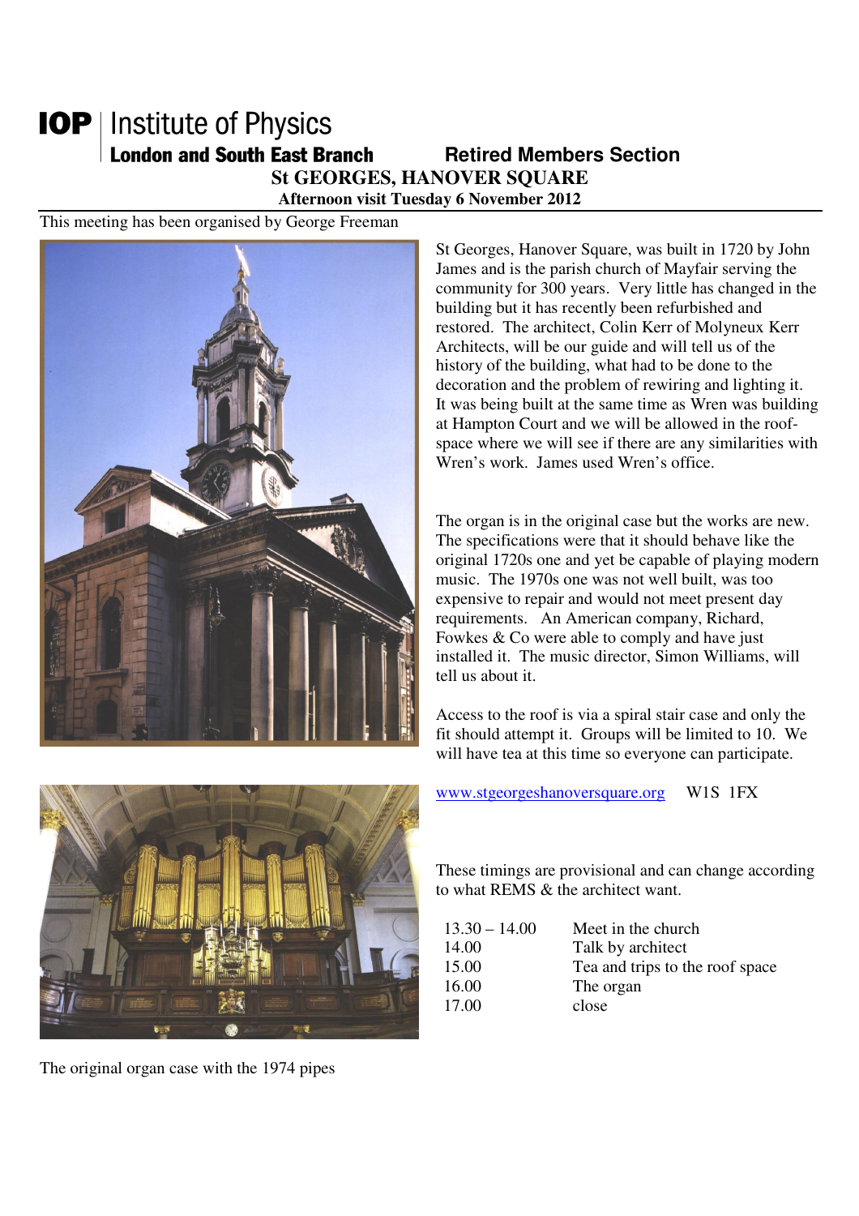# IOP | Institute of Physics

**London and South East Branch** **Retired Members Section**

## St GEORGES, HANOVER SQUARE

**Afternoon visit Tuesday 6 November 2012**

This meeting has been organised by George Freeman

St Georges, Hanover Square, was built in 1720 by John James and is the parish church of Mayfair serving the community for 300 years. Very little has changed in the building but it has recently been refurbished and restored. The architect, Colin Kerr of Molyneux Kerr Architects, will be our guide and will tell us of the history of the building, what had to be done to the decoration and the problem of rewiring and lighting it. It was being built at the same time as Wren was building at Hampton Court and we will be allowed in the roof-space where we will see if there are any similarities with Wren's work. James used Wren's office.

The organ is in the original case but the works are new. The specifications were that it should behave like the original 1720s one and yet be capable of playing modern music. The 1970s one was not well built, was too expensive to repair and would not meet present day requirements. An American company, Richard, Fowkes & Co were able to comply and have just installed it. The music director, Simon Williams, will tell us about it.

Access to the roof is via a spiral stair case and only the fit should attempt it. Groups will be limited to 10. We will have tea at this time so everyone can participate.

www.stgeorgeshanoversquare.org W1S 1FX

These timings are provisional and can change according to what REMS & the architect want.

| | |
|---|---|
| 13.30 – 14.00 | Meet in the church |
| 14.00 | Talk by architect |
| 15.00 | Tea and trips to the roof space |
| 16.00 | The organ |
| 17.00 | close |

The original organ case with the 1974 pipes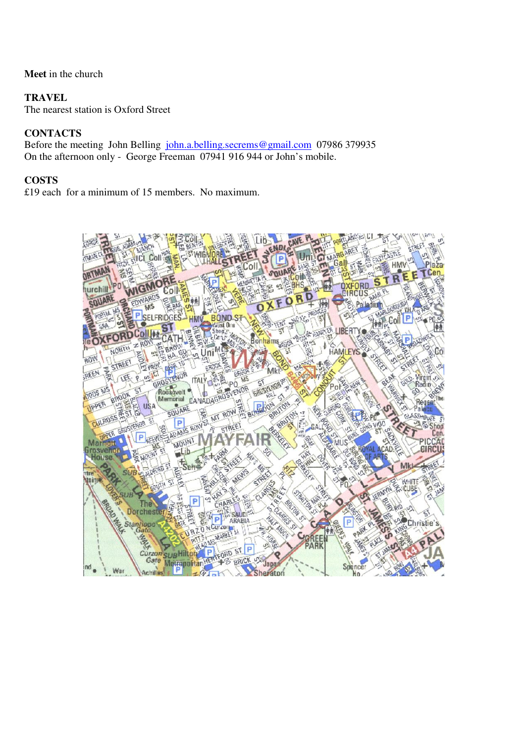**Meet** in the church

**TRAVEL**
The nearest station is Oxford Street

**CONTACTS**
Before the meeting John Belling john.a.belling.secrems@gmail.com 07986 379935
On the afternoon only - George Freeman 07941 916 944 or John's mobile.

**COSTS**
£19 each for a minimum of 15 members. No maximum.